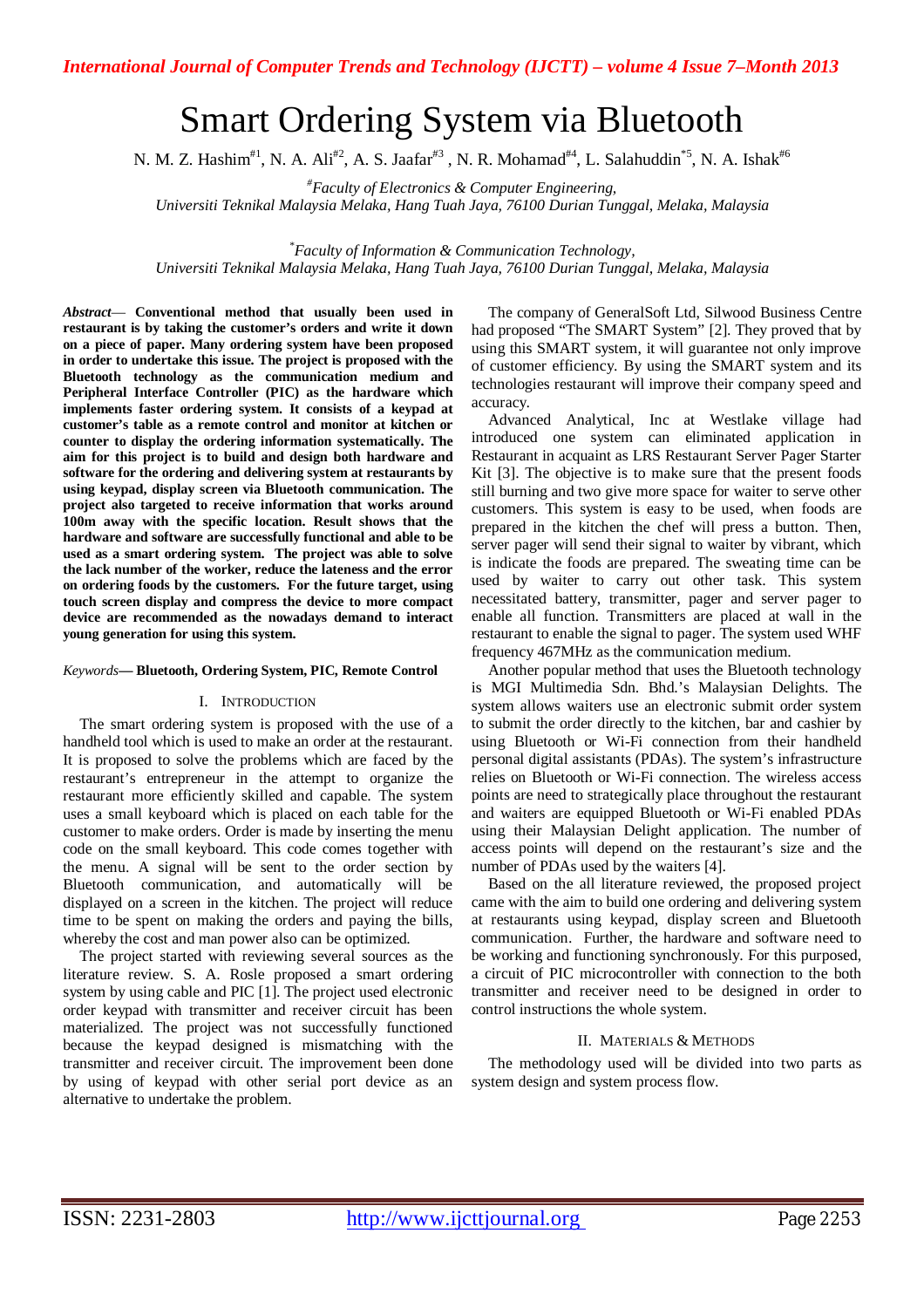# Smart Ordering System via Bluetooth

N. M. Z. Hashim[#1], N. A. Ali[#2], A. S. Jaafar[#3] , N. R. Mohamad[#4], L. Salahuddin[*5], N. A. Ishak[#6]

[#] *Faculty of Electronics & Computer Engineering,*
*Universiti Teknikal Malaysia Melaka, Hang Tuah Jaya, 76100 Durian Tunggal, Melaka, Malaysia*

[*] *Faculty of Information & Communication Technology,*
*Universiti Teknikal Malaysia Melaka, Hang Tuah Jaya, 76100 Durian Tunggal, Melaka, Malaysia*

***Abstract*— Conventional method that usually been used in restaurant is by taking the customer's orders and write it down on a piece of paper. Many ordering system have been proposed in order to undertake this issue. The project is proposed with the Bluetooth technology as the communication medium and Peripheral Interface Controller (PIC) as the hardware which implements faster ordering system. It consists of a keypad at customer's table as a remote control and monitor at kitchen or counter to display the ordering information systematically. The aim for this project is to build and design both hardware and software for the ordering and delivering system at restaurants by using keypad, display screen via Bluetooth communication. The project also targeted to receive information that works around 100m away with the specific location. Result shows that the hardware and software are successfully functional and able to be used as a smart ordering system. The project was able to solve the lack number of the worker, reduce the lateness and the error on ordering foods by the customers. For the future target, using touch screen display and compress the device to more compact device are recommended as the nowadays demand to interact young generation for using this system.**

*Keywords*— **Bluetooth, Ordering System, PIC, Remote Control**

## I. Introduction

The smart ordering system is proposed with the use of a handheld tool which is used to make an order at the restaurant. It is proposed to solve the problems which are faced by the restaurant's entrepreneur in the attempt to organize the restaurant more efficiently skilled and capable. The system uses a small keyboard which is placed on each table for the customer to make orders. Order is made by inserting the menu code on the small keyboard. This code comes together with the menu. A signal will be sent to the order section by Bluetooth communication, and automatically will be displayed on a screen in the kitchen. The project will reduce time to be spent on making the orders and paying the bills, whereby the cost and man power also can be optimized.

The project started with reviewing several sources as the literature review. S. A. Rosle proposed a smart ordering system by using cable and PIC [1]. The project used electronic order keypad with transmitter and receiver circuit has been materialized. The project was not successfully functioned because the keypad designed is mismatching with the transmitter and receiver circuit. The improvement been done by using of keypad with other serial port device as an alternative to undertake the problem.

The company of GeneralSoft Ltd, Silwood Business Centre had proposed "The SMART System" [2]. They proved that by using this SMART system, it will guarantee not only improve of customer efficiency. By using the SMART system and its technologies restaurant will improve their company speed and accuracy.

Advanced Analytical, Inc at Westlake village had introduced one system can eliminated application in Restaurant in acquaint as LRS Restaurant Server Pager Starter Kit [3]. The objective is to make sure that the present foods still burning and two give more space for waiter to serve other customers. This system is easy to be used, when foods are prepared in the kitchen the chef will press a button. Then, server pager will send their signal to waiter by vibrant, which is indicate the foods are prepared. The sweating time can be used by waiter to carry out other task. This system necessitated battery, transmitter, pager and server pager to enable all function. Transmitters are placed at wall in the restaurant to enable the signal to pager. The system used WHF frequency 467MHz as the communication medium.

Another popular method that uses the Bluetooth technology is MGI Multimedia Sdn. Bhd.'s Malaysian Delights. The system allows waiters use an electronic submit order system to submit the order directly to the kitchen, bar and cashier by using Bluetooth or Wi-Fi connection from their handheld personal digital assistants (PDAs). The system's infrastructure relies on Bluetooth or Wi-Fi connection. The wireless access points are need to strategically place throughout the restaurant and waiters are equipped Bluetooth or Wi-Fi enabled PDAs using their Malaysian Delight application. The number of access points will depend on the restaurant's size and the number of PDAs used by the waiters [4].

Based on the all literature reviewed, the proposed project came with the aim to build one ordering and delivering system at restaurants using keypad, display screen and Bluetooth communication. Further, the hardware and software need to be working and functioning synchronously. For this purposed, a circuit of PIC microcontroller with connection to the both transmitter and receiver need to be designed in order to control instructions the whole system.

## II. Materials & Methods

The methodology used will be divided into two parts as system design and system process flow.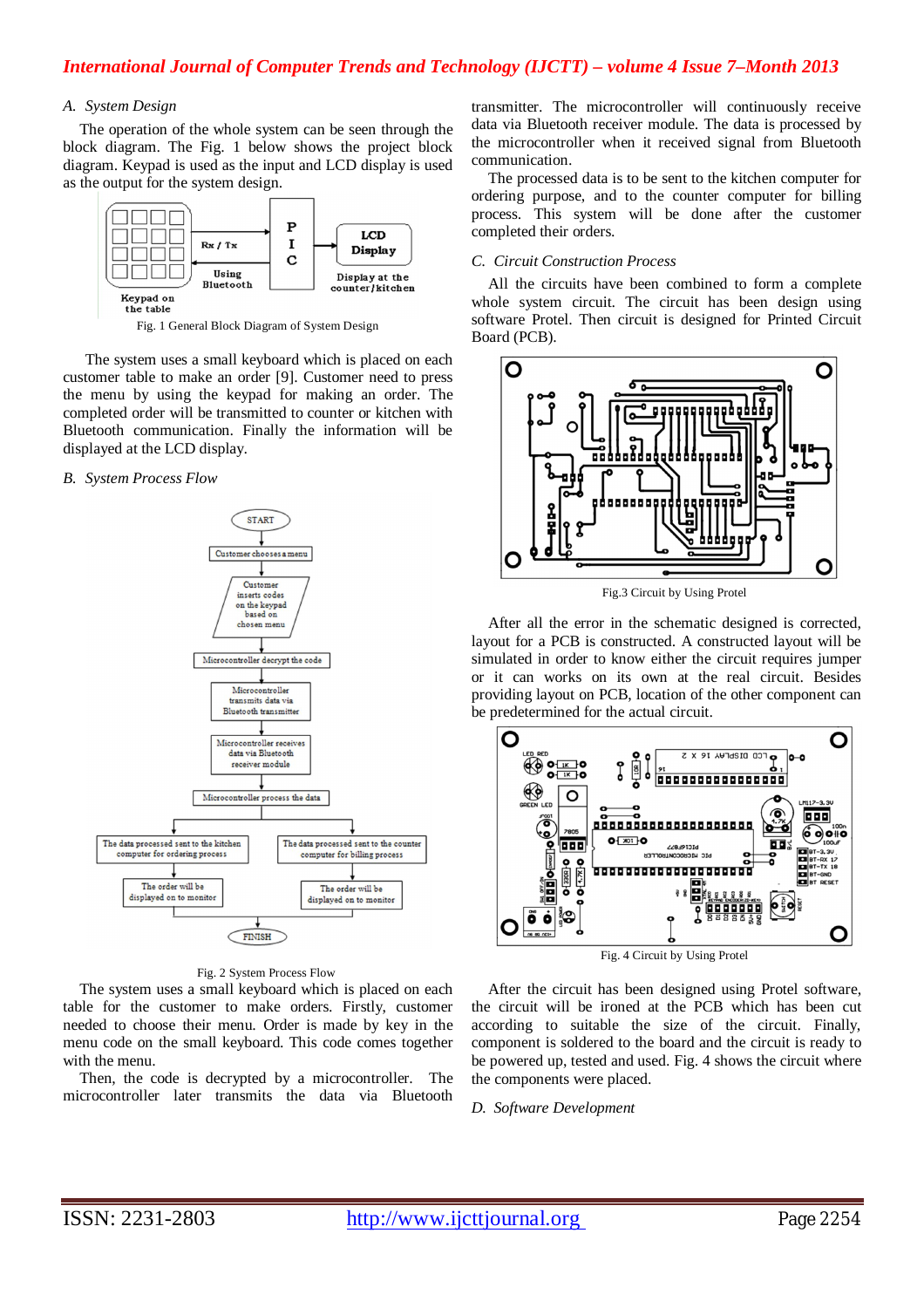### A. System Design

The operation of the whole system can be seen through the block diagram. The Fig. 1 below shows the project block diagram. Keypad is used as the input and LCD display is used as the output for the system design.

Fig. 1 General Block Diagram of System Design

The system uses a small keyboard which is placed on each customer table to make an order [9]. Customer need to press the menu by using the keypad for making an order. The completed order will be transmitted to counter or kitchen with Bluetooth communication. Finally the information will be displayed at the LCD display.

### B. System Process Flow

Fig. 2 System Process Flow

The system uses a small keyboard which is placed on each table for the customer to make orders. Firstly, customer needed to choose their menu. Order is made by key in the menu code on the small keyboard. This code comes together with the menu.

Then, the code is decrypted by a microcontroller. The microcontroller later transmits the data via Bluetooth transmitter. The microcontroller will continuously receive data via Bluetooth receiver module. The data is processed by the microcontroller when it received signal from Bluetooth communication.

The processed data is to be sent to the kitchen computer for ordering purpose, and to the counter computer for billing process. This system will be done after the customer completed their orders.

### C. Circuit Construction Process

All the circuits have been combined to form a complete whole system circuit. The circuit has been design using software Protel. Then circuit is designed for Printed Circuit Board (PCB).

Fig.3 Circuit by Using Protel

After all the error in the schematic designed is corrected, layout for a PCB is constructed. A constructed layout will be simulated in order to know either the circuit requires jumper or it can works on its own at the real circuit. Besides providing layout on PCB, location of the other component can be predetermined for the actual circuit.

Fig. 4 Circuit by Using Protel

After the circuit has been designed using Protel software, the circuit will be ironed at the PCB which has been cut according to suitable the size of the circuit. Finally, component is soldered to the board and the circuit is ready to be powered up, tested and used. Fig. 4 shows the circuit where the components were placed.

### D. Software Development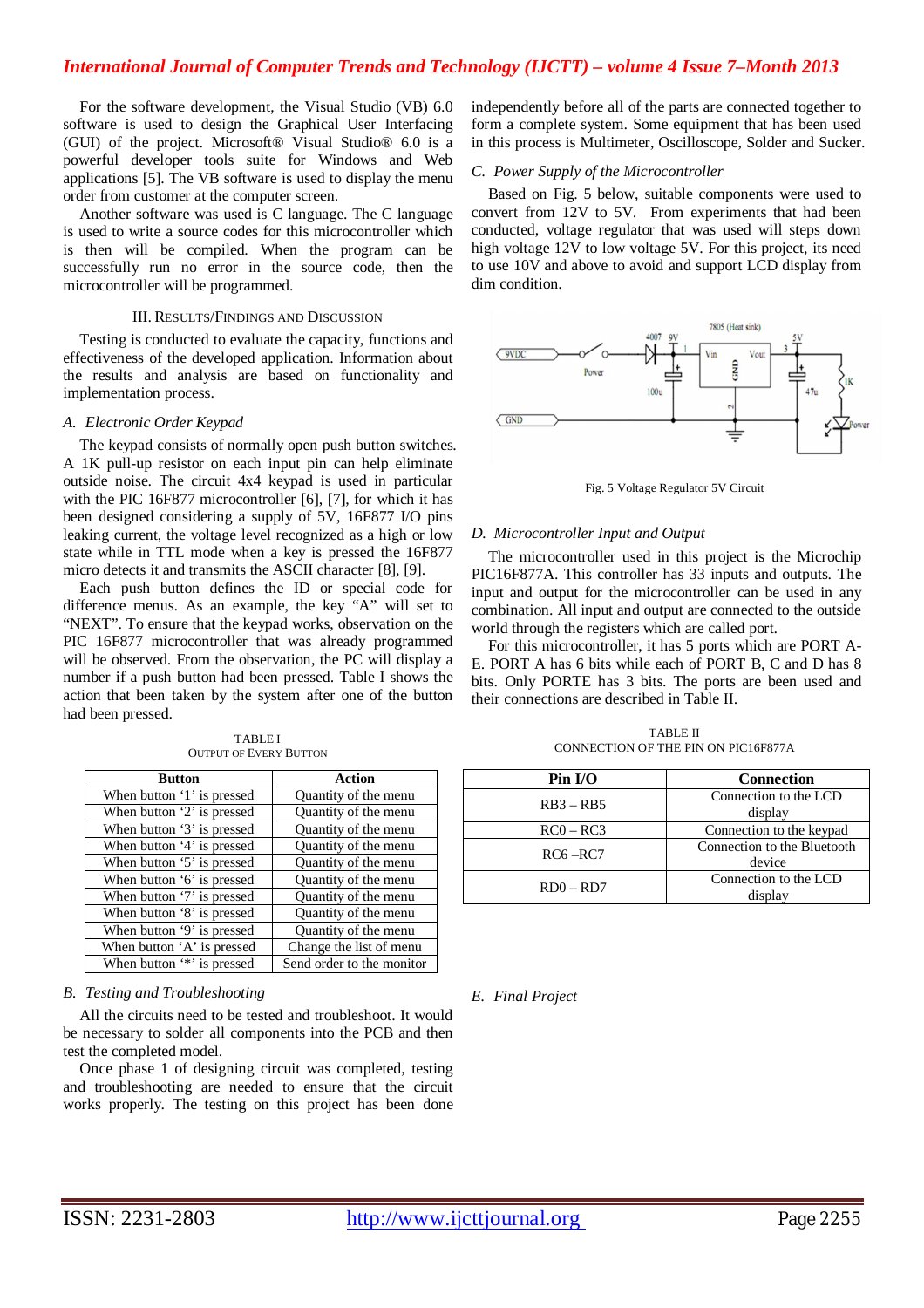For the software development, the Visual Studio (VB) 6.0 software is used to design the Graphical User Interfacing (GUI) of the project. Microsoft® Visual Studio® 6.0 is a powerful developer tools suite for Windows and Web applications [5]. The VB software is used to display the menu order from customer at the computer screen.

Another software was used is C language. The C language is used to write a source codes for this microcontroller which is then will be compiled. When the program can be successfully run no error in the source code, then the microcontroller will be programmed.

## III. Results/Findings and Discussion

Testing is conducted to evaluate the capacity, functions and effectiveness of the developed application. Information about the results and analysis are based on functionality and implementation process.

### *A. Electronic Order Keypad*

The keypad consists of normally open push button switches. A 1K pull-up resistor on each input pin can help eliminate outside noise. The circuit 4x4 keypad is used in particular with the PIC 16F877 microcontroller [6], [7], for which it has been designed considering a supply of 5V, 16F877 I/O pins leaking current, the voltage level recognized as a high or low state while in TTL mode when a key is pressed the 16F877 micro detects it and transmits the ASCII character [8], [9].

Each push button defines the ID or special code for difference menus. As an example, the key "A" will set to "NEXT". To ensure that the keypad works, observation on the PIC 16F877 microcontroller that was already programmed will be observed. From the observation, the PC will display a number if a push button had been pressed. Table I shows the action that been taken by the system after one of the button had been pressed.

TABLE I
Output of Every Button

| Button | Action |
|---|---|
| When button '1' is pressed | Quantity of the menu |
| When button '2' is pressed | Quantity of the menu |
| When button '3' is pressed | Quantity of the menu |
| When button '4' is pressed | Quantity of the menu |
| When button '5' is pressed | Quantity of the menu |
| When button '6' is pressed | Quantity of the menu |
| When button '7' is pressed | Quantity of the menu |
| When button '8' is pressed | Quantity of the menu |
| When button '9' is pressed | Quantity of the menu |
| When button 'A' is pressed | Change the list of menu |
| When button '*' is pressed | Send order to the monitor |

### *B. Testing and Troubleshooting*

All the circuits need to be tested and troubleshoot. It would be necessary to solder all components into the PCB and then test the completed model.

Once phase 1 of designing circuit was completed, testing and troubleshooting are needed to ensure that the circuit works properly. The testing on this project has been done independently before all of the parts are connected together to form a complete system. Some equipment that has been used in this process is Multimeter, Oscilloscope, Solder and Sucker.

### *C. Power Supply of the Microcontroller*

Based on Fig. 5 below, suitable components were used to convert from 12V to 5V. From experiments that had been conducted, voltage regulator that was used will steps down high voltage 12V to low voltage 5V. For this project, its need to use 10V and above to avoid and support LCD display from dim condition.

Fig. 5 Voltage Regulator 5V Circuit

### *D. Microcontroller Input and Output*

The microcontroller used in this project is the Microchip PIC16F877A. This controller has 33 inputs and outputs. The input and output for the microcontroller can be used in any combination. All input and output are connected to the outside world through the registers which are called port.

For this microcontroller, it has 5 ports which are PORT A-E. PORT A has 6 bits while each of PORT B, C and D has 8 bits. Only PORTE has 3 bits. The ports are been used and their connections are described in Table II.

TABLE II
Connection of the Pin on PIC16F877A

| Pin I/O | Connection |
|---|---|
| RB3 – RB5 | Connection to the LCD display |
| RC0 – RC3 | Connection to the keypad |
| RC6 –RC7 | Connection to the Bluetooth device |
| RD0 – RD7 | Connection to the LCD display |

### *E. Final Project*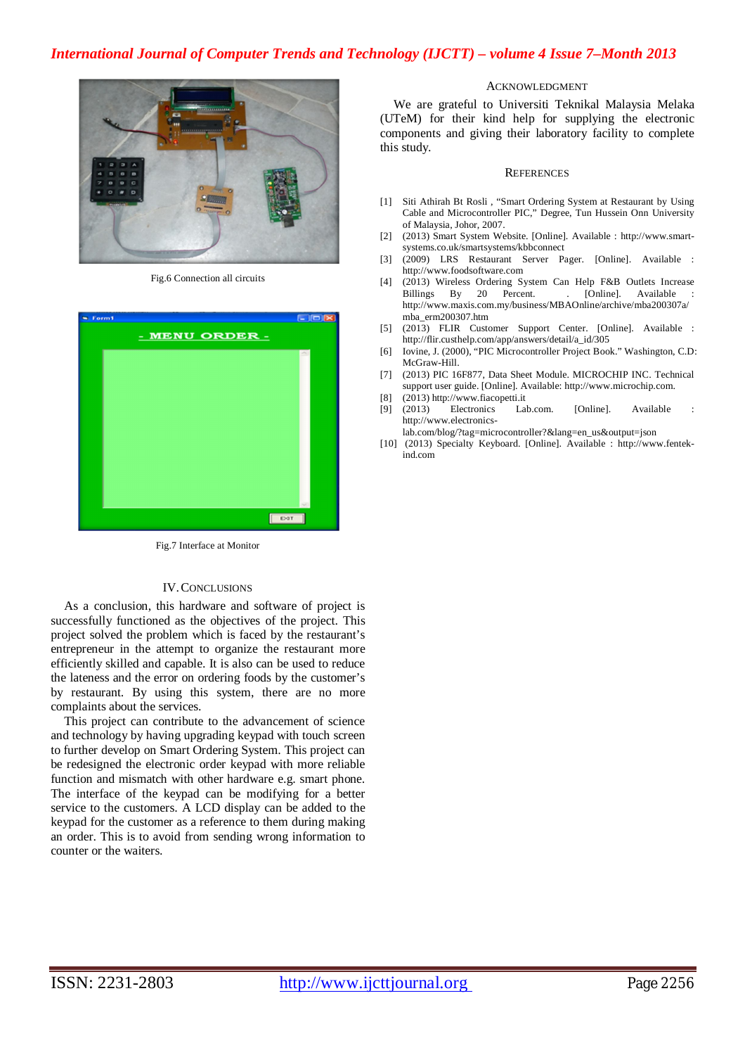Fig.6 Connection all circuits

Fig.7 Interface at Monitor

## IV. Conclusions

As a conclusion, this hardware and software of project is successfully functioned as the objectives of the project. This project solved the problem which is faced by the restaurant's entrepreneur in the attempt to organize the restaurant more efficiently skilled and capable. It is also can be used to reduce the lateness and the error on ordering foods by the customer's by restaurant. By using this system, there are no more complaints about the services.

This project can contribute to the advancement of science and technology by having upgrading keypad with touch screen to further develop on Smart Ordering System. This project can be redesigned the electronic order keypad with more reliable function and mismatch with other hardware e.g. smart phone. The interface of the keypad can be modifying for a better service to the customers. A LCD display can be added to the keypad for the customer as a reference to them during making an order. This is to avoid from sending wrong information to counter or the waiters.

## Acknowledgment

We are grateful to Universiti Teknikal Malaysia Melaka (UTeM) for their kind help for supplying the electronic components and giving their laboratory facility to complete this study.

## References

[1] Siti Athirah Bt Rosli , "Smart Ordering System at Restaurant by Using Cable and Microcontroller PIC," Degree, Tun Hussein Onn University of Malaysia, Johor, 2007.

[2] (2013) Smart System Website. [Online]. Available : http://www.smart-systems.co.uk/smartsystems/kbbconnect

[3] (2009) LRS Restaurant Server Pager. [Online]. Available : http://www.foodsoftware.com

[4] (2013) Wireless Ordering System Can Help F&B Outlets Increase Billings By 20 Percent. . [Online]. Available : http://www.maxis.com.my/business/MBAOnline/archive/mba200307a/mba_erm200307.htm

[5] (2013) FLIR Customer Support Center. [Online]. Available : http://flir.custhelp.com/app/answers/detail/a_id/305

[6] Iovine, J. (2000), "PIC Microcontroller Project Book." Washington, C.D: McGraw-Hill.

[7] (2013) PIC 16F877, Data Sheet Module. MICROCHIP INC. Technical support user guide. [Online]. Available: http://www.microchip.com.

[8] (2013) http://www.fiacopetti.it

[9] (2013) Electronics Lab.com. [Online]. Available : http://www.electronics-lab.com/blog/?tag=microcontroller?&lang=en_us&output=json

[10] (2013) Specialty Keyboard. [Online]. Available : http://www.fentek-ind.com